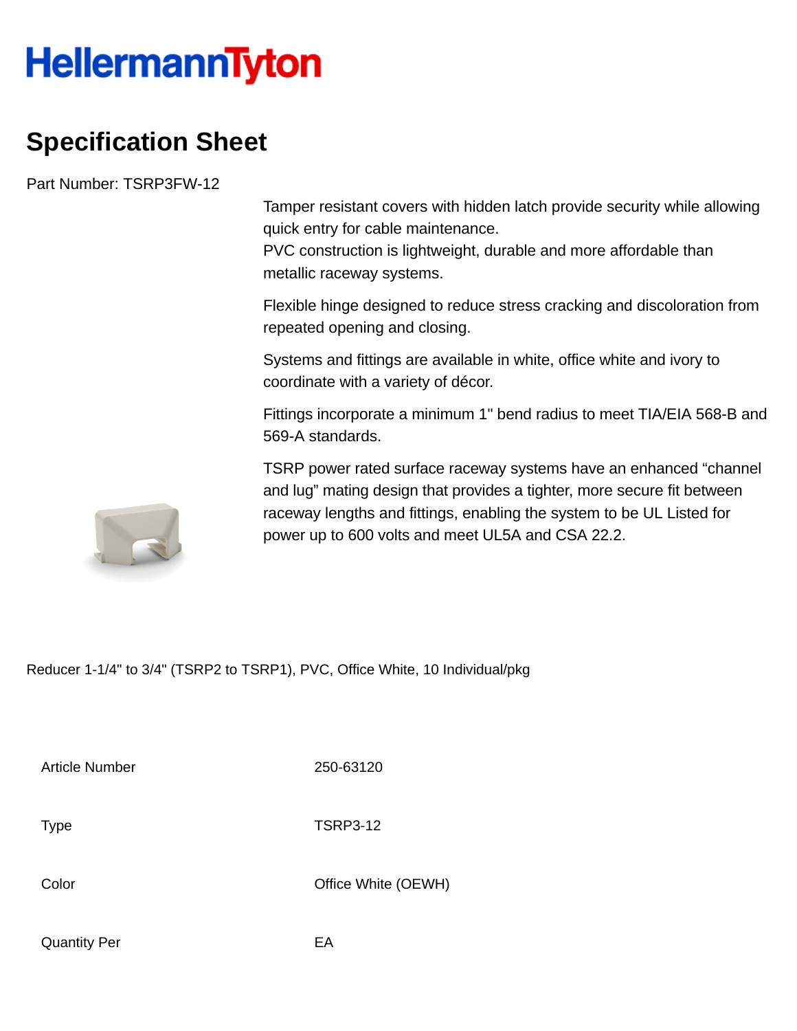HellermannTyton

# Specification Sheet

Part Number: TSRP3FW-12

Tamper resistant covers with hidden latch provide security while allowing quick entry for cable maintenance.
PVC construction is lightweight, durable and more affordable than metallic raceway systems.

Flexible hinge designed to reduce stress cracking and discoloration from repeated opening and closing.

Systems and fittings are available in white, office white and ivory to coordinate with a variety of décor.

Fittings incorporate a minimum 1" bend radius to meet TIA/EIA 568-B and 569-A standards.

TSRP power rated surface raceway systems have an enhanced “channel and lug” mating design that provides a tighter, more secure fit between raceway lengths and fittings, enabling the system to be UL Listed for power up to 600 volts and meet UL5A and CSA 22.2.

Reducer 1-1/4" to 3/4" (TSRP2 to TSRP1), PVC, Office White, 10 Individual/pkg

| | |
|---|---|
| Article Number | 250-63120 |
| Type | TSRP3-12 |
| Color | Office White (OEWH) |
| Quantity Per | EA |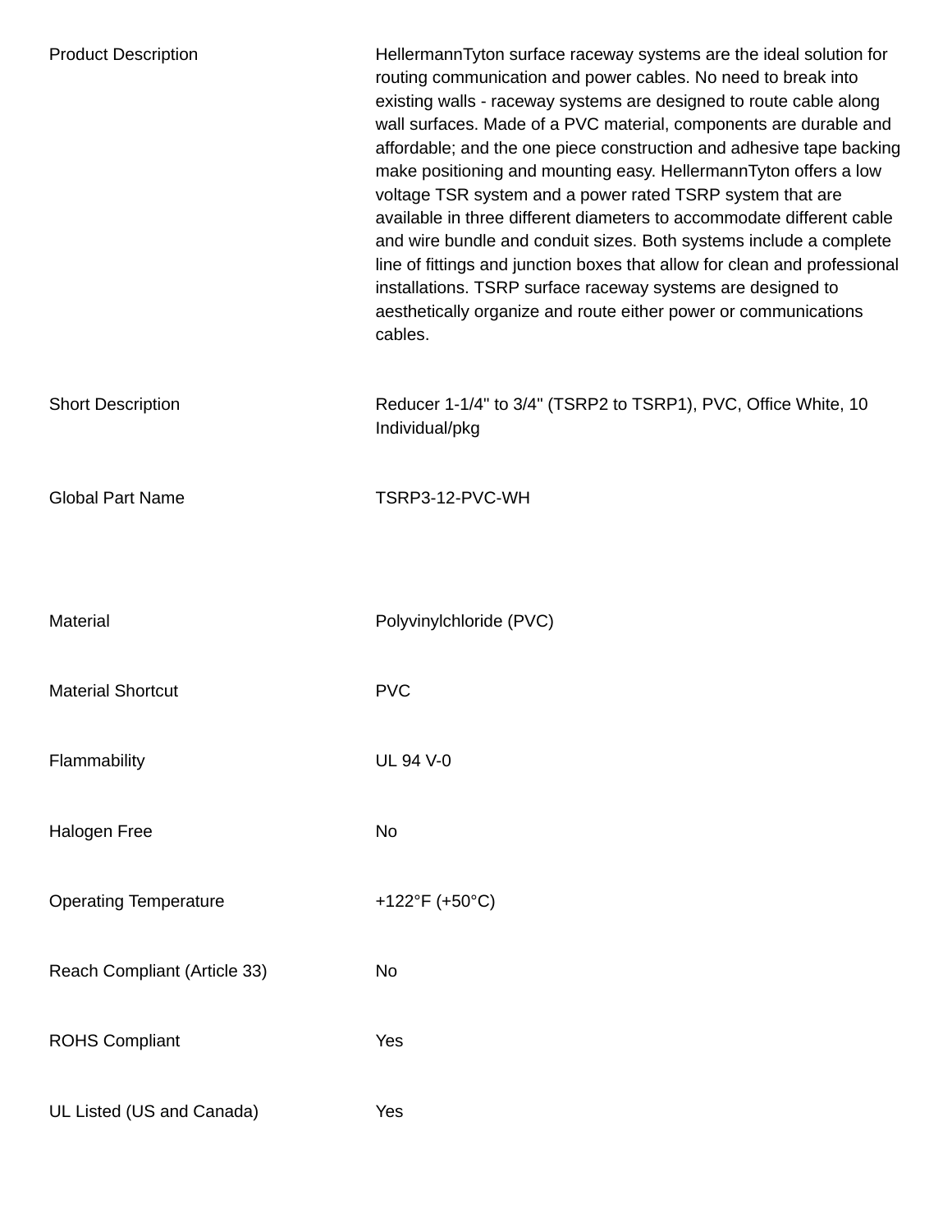| | |
|---|---|
| Product Description | HellermannTyton surface raceway systems are the ideal solution for routing communication and power cables. No need to break into existing walls - raceway systems are designed to route cable along wall surfaces. Made of a PVC material, components are durable and affordable; and the one piece construction and adhesive tape backing make positioning and mounting easy. HellermannTyton offers a low voltage TSR system and a power rated TSRP system that are available in three different diameters to accommodate different cable and wire bundle and conduit sizes. Both systems include a complete line of fittings and junction boxes that allow for clean and professional installations. TSRP surface raceway systems are designed to aesthetically organize and route either power or communications cables. |
| Short Description | Reducer 1-1/4" to 3/4" (TSRP2 to TSRP1), PVC, Office White, 10 Individual/pkg |
| Global Part Name | TSRP3-12-PVC-WH |
| Material | Polyvinylchloride (PVC) |
| Material Shortcut | PVC |
| Flammability | UL 94 V-0 |
| Halogen Free | No |
| Operating Temperature | +122°F (+50°C) |
| Reach Compliant (Article 33) | No |
| ROHS Compliant | Yes |
| UL Listed (US and Canada) | Yes |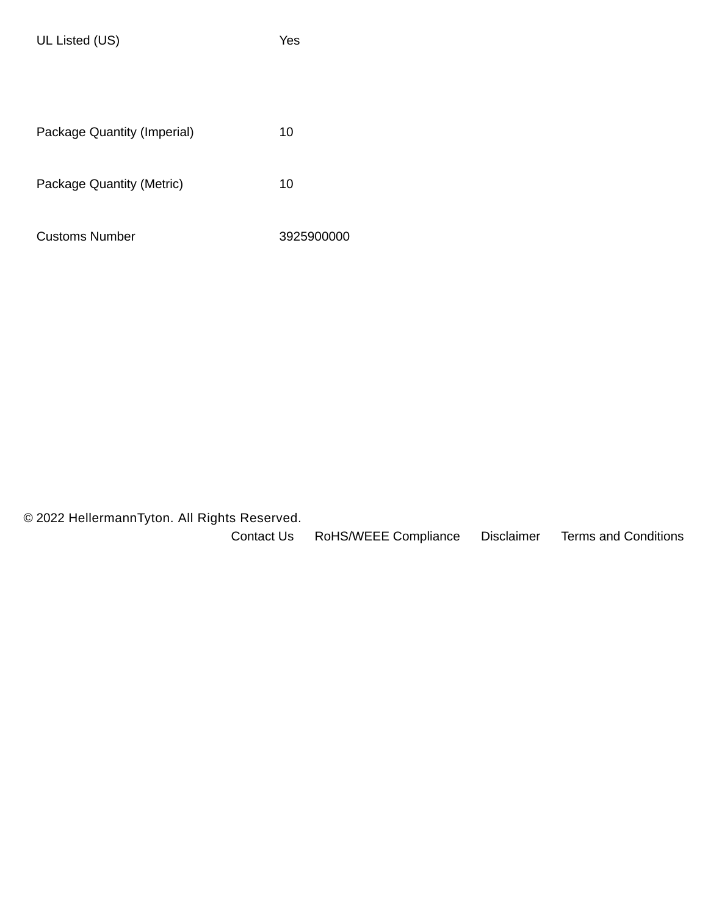| | |
|---|---|
| UL Listed (US) | Yes |
| Package Quantity (Imperial) | 10 |
| Package Quantity (Metric) | 10 |
| Customs Number | 3925900000 |

© 2022 HellermannTyton. All Rights Reserved.

Contact Us RoHS/WEEE Compliance Disclaimer Terms and Conditions